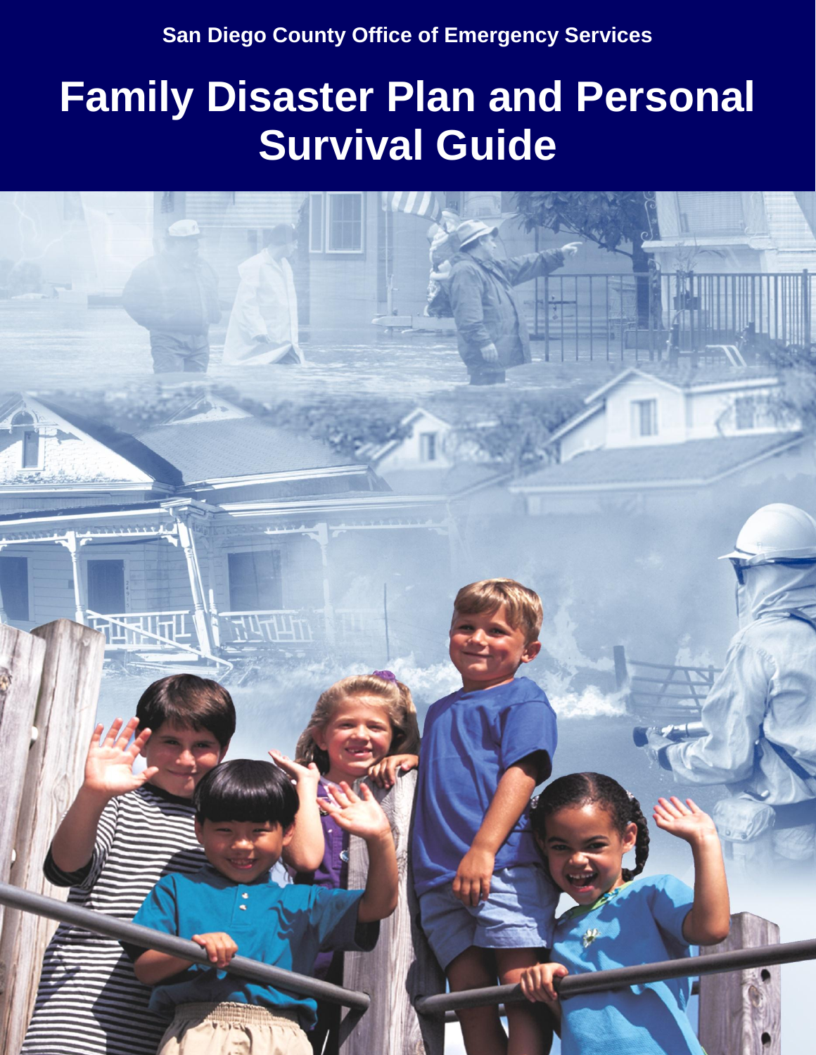San Diego County Office of Emergency Services

# Family Disaster Plan and Personal Survival Guide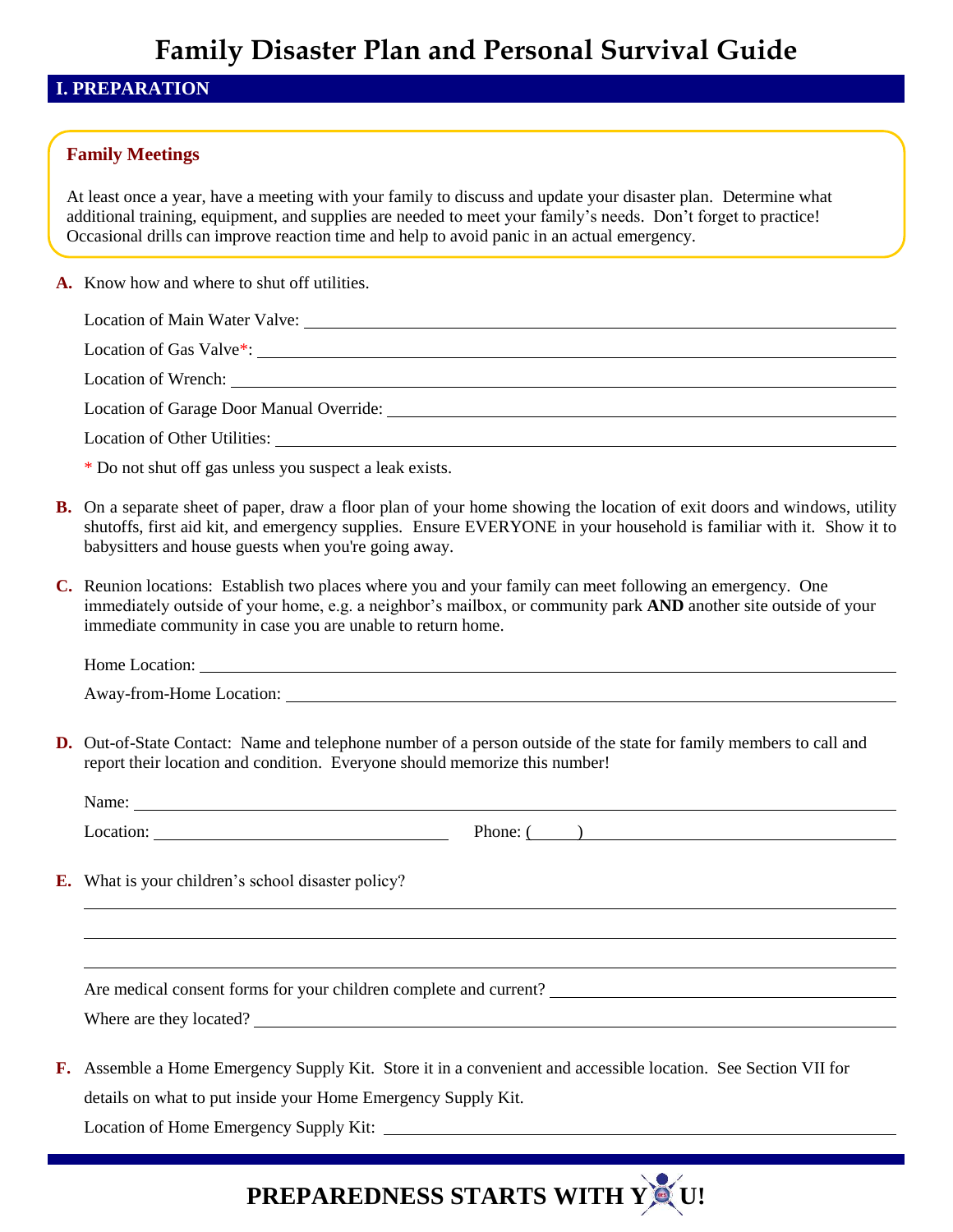# Family Disaster Plan and Personal Survival Guide

## I. PREPARATION

### Family Meetings

At least once a year, have a meeting with your family to discuss and update your disaster plan. Determine what additional training, equipment, and supplies are needed to meet your family's needs. Don't forget to practice! Occasional drills can improve reaction time and help to avoid panic in an actual emergency.

**A.** Know how and where to shut off utilities.

Location of Main Water Valve: ______________________________

Location of Gas Valve*: ______________________________

Location of Wrench: ______________________________

Location of Garage Door Manual Override: ______________________________

Location of Other Utilities: ______________________________

\* Do not shut off gas unless you suspect a leak exists.

**B.** On a separate sheet of paper, draw a floor plan of your home showing the location of exit doors and windows, utility shutoffs, first aid kit, and emergency supplies. Ensure EVERYONE in your household is familiar with it. Show it to babysitters and house guests when you're going away.

**C.** Reunion locations: Establish two places where you and your family can meet following an emergency. One immediately outside of your home, e.g. a neighbor's mailbox, or community park **AND** another site outside of your immediate community in case you are unable to return home.

Home Location: ______________________________

Away-from-Home Location: ______________________________

**D.** Out-of-State Contact: Name and telephone number of a person outside of the state for family members to call and report their location and condition. Everyone should memorize this number!

Name: ______________________________

Location: ____________________ Phone: (      ) ____________________

**E.** What is your children's school disaster policy?

______________________________

______________________________

______________________________

Are medical consent forms for your children complete and current? ______________________________

Where are they located? ______________________________

**F.** Assemble a Home Emergency Supply Kit. Store it in a convenient and accessible location. See Section VII for details on what to put inside your Home Emergency Supply Kit.

Location of Home Emergency Supply Kit: ______________________________

**PREPAREDNESS STARTS WITH YOU!**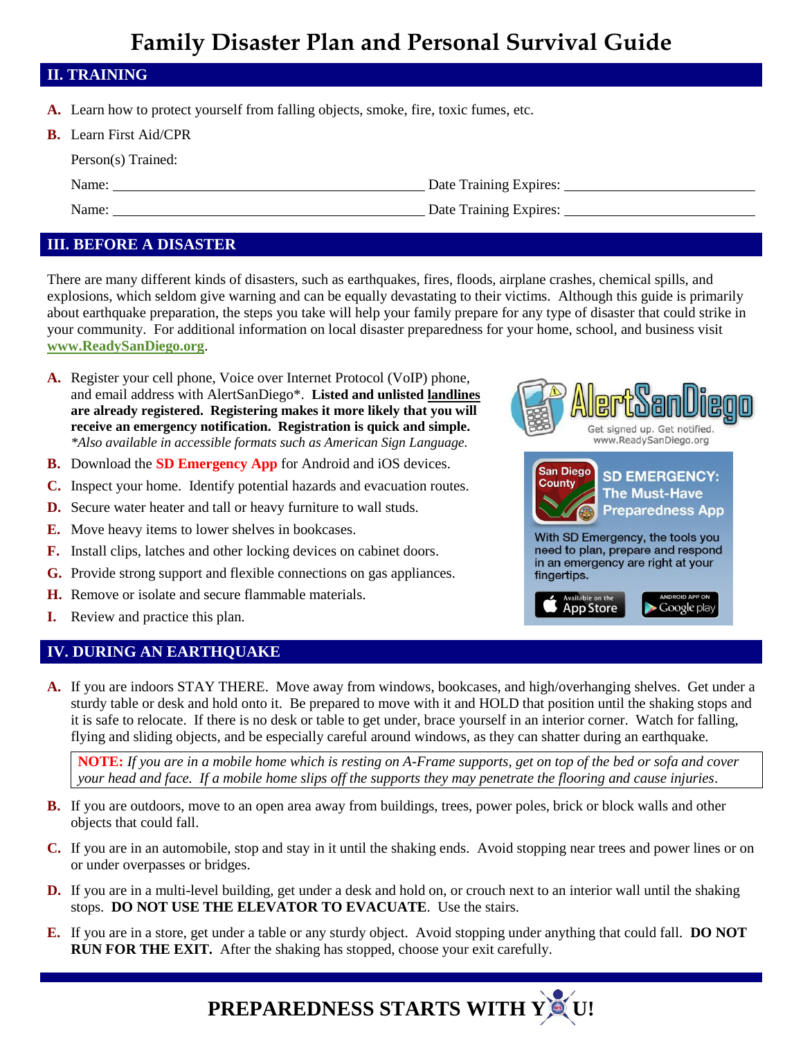# Family Disaster Plan and Personal Survival Guide

## II. TRAINING

**A.** Learn how to protect yourself from falling objects, smoke, fire, toxic fumes, etc.

**B.** Learn First Aid/CPR

Person(s) Trained:

Name: ______________________________ Date Training Expires: ____________________

Name: ______________________________ Date Training Expires: ____________________

## III. BEFORE A DISASTER

There are many different kinds of disasters, such as earthquakes, fires, floods, airplane crashes, chemical spills, and explosions, which seldom give warning and can be equally devastating to their victims. Although this guide is primarily about earthquake preparation, the steps you take will help your family prepare for any type of disaster that could strike in your community. For additional information on local disaster preparedness for your home, school, and business visit **www.ReadySanDiego.org**.

**A.** Register your cell phone, Voice over Internet Protocol (VoIP) phone, and email address with AlertSanDiego*. **Listed and unlisted landlines are already registered. Registering makes it more likely that you will receive an emergency notification. Registration is quick and simple.** *\*Also available in accessible formats such as American Sign Language.*

**B.** Download the **SD Emergency App** for Android and iOS devices.

**C.** Inspect your home. Identify potential hazards and evacuation routes.

**D.** Secure water heater and tall or heavy furniture to wall studs.

**E.** Move heavy items to lower shelves in bookcases.

**F.** Install clips, latches and other locking devices on cabinet doors.

**G.** Provide strong support and flexible connections on gas appliances.

**H.** Remove or isolate and secure flammable materials.

**I.** Review and practice this plan.

AlertSanDiego — Get signed up. Get notified. www.ReadySanDiego.org

San Diego County — SD EMERGENCY: The Must-Have Preparedness App

With SD Emergency, the tools you need to plan, prepare and respond in an emergency are right at your fingertips.

Available on the App Store | Android App on Google play

## IV. DURING AN EARTHQUAKE

**A.** If you are indoors STAY THERE. Move away from windows, bookcases, and high/overhanging shelves. Get under a sturdy table or desk and hold onto it. Be prepared to move with it and HOLD that position until the shaking stops and it is safe to relocate. If there is no desk or table to get under, brace yourself in an interior corner. Watch for falling, flying and sliding objects, and be especially careful around windows, as they can shatter during an earthquake.

> **NOTE:** *If you are in a mobile home which is resting on A-Frame supports, get on top of the bed or sofa and cover your head and face. If a mobile home slips off the supports they may penetrate the flooring and cause injuries.*

**B.** If you are outdoors, move to an open area away from buildings, trees, power poles, brick or block walls and other objects that could fall.

**C.** If you are in an automobile, stop and stay in it until the shaking ends. Avoid stopping near trees and power lines or on or under overpasses or bridges.

**D.** If you are in a multi-level building, get under a desk and hold on, or crouch next to an interior wall until the shaking stops. **DO NOT USE THE ELEVATOR TO EVACUATE**. Use the stairs.

**E.** If you are in a store, get under a table or any sturdy object. Avoid stopping under anything that could fall. **DO NOT RUN FOR THE EXIT.** After the shaking has stopped, choose your exit carefully.

**PREPAREDNESS STARTS WITH YOU!**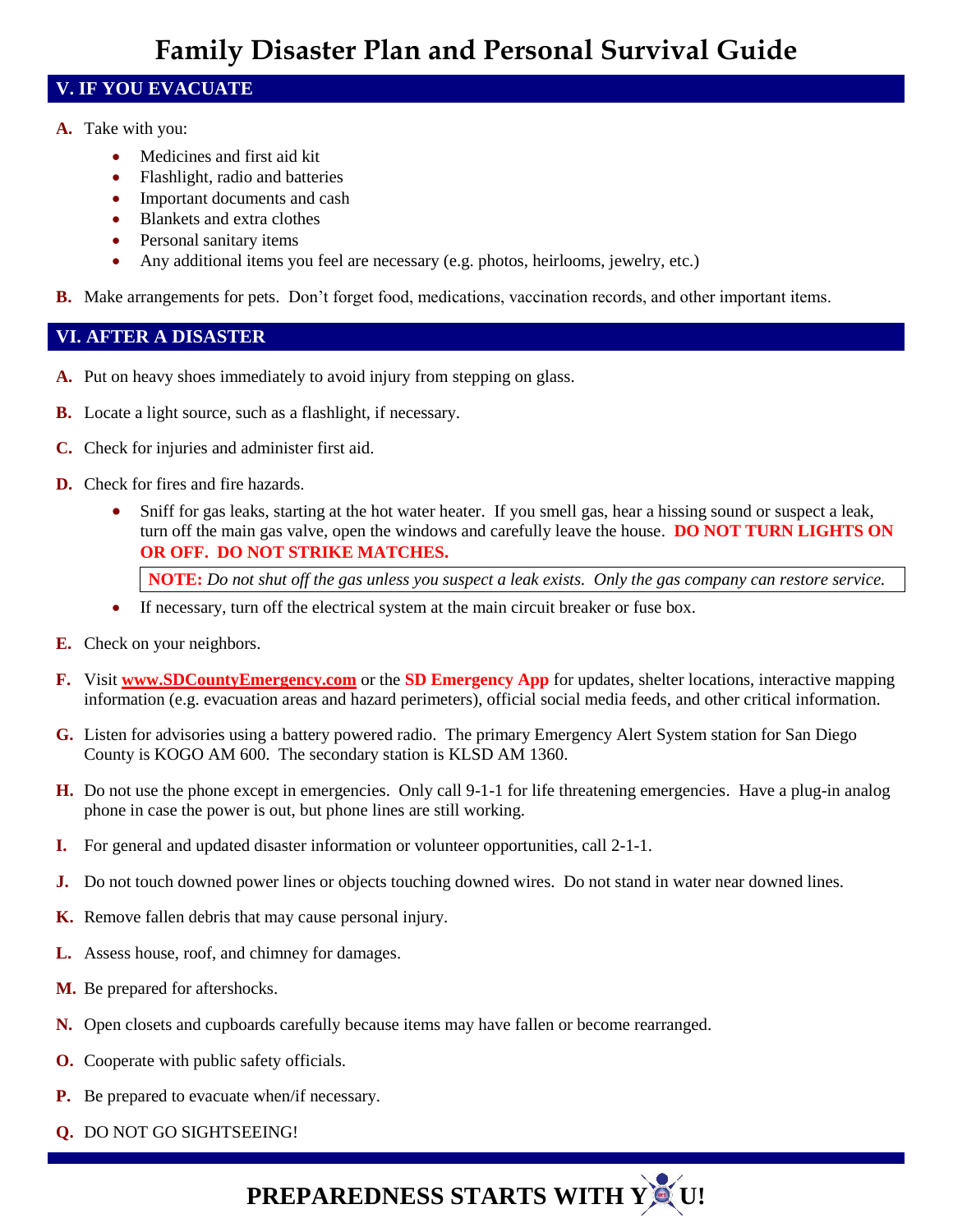# Family Disaster Plan and Personal Survival Guide

## V. IF YOU EVACUATE

**A.** Take with you:

- Medicines and first aid kit
- Flashlight, radio and batteries
- Important documents and cash
- Blankets and extra clothes
- Personal sanitary items
- Any additional items you feel are necessary (e.g. photos, heirlooms, jewelry, etc.)

**B.** Make arrangements for pets. Don't forget food, medications, vaccination records, and other important items.

## VI. AFTER A DISASTER

**A.** Put on heavy shoes immediately to avoid injury from stepping on glass.

**B.** Locate a light source, such as a flashlight, if necessary.

**C.** Check for injuries and administer first aid.

**D.** Check for fires and fire hazards.

- Sniff for gas leaks, starting at the hot water heater. If you smell gas, hear a hissing sound or suspect a leak, turn off the main gas valve, open the windows and carefully leave the house. **DO NOT TURN LIGHTS ON OR OFF. DO NOT STRIKE MATCHES.**

  **NOTE:** *Do not shut off the gas unless you suspect a leak exists. Only the gas company can restore service.*

- If necessary, turn off the electrical system at the main circuit breaker or fuse box.

**E.** Check on your neighbors.

**F.** Visit **www.SDCountyEmergency.com** or the **SD Emergency App** for updates, shelter locations, interactive mapping information (e.g. evacuation areas and hazard perimeters), official social media feeds, and other critical information.

**G.** Listen for advisories using a battery powered radio. The primary Emergency Alert System station for San Diego County is KOGO AM 600. The secondary station is KLSD AM 1360.

**H.** Do not use the phone except in emergencies. Only call 9-1-1 for life threatening emergencies. Have a plug-in analog phone in case the power is out, but phone lines are still working.

**I.** For general and updated disaster information or volunteer opportunities, call 2-1-1.

**J.** Do not touch downed power lines or objects touching downed wires. Do not stand in water near downed lines.

**K.** Remove fallen debris that may cause personal injury.

**L.** Assess house, roof, and chimney for damages.

**M.** Be prepared for aftershocks.

**N.** Open closets and cupboards carefully because items may have fallen or become rearranged.

**O.** Cooperate with public safety officials.

**P.** Be prepared to evacuate when/if necessary.

**Q.** DO NOT GO SIGHTSEEING!

**PREPAREDNESS STARTS WITH YOU!**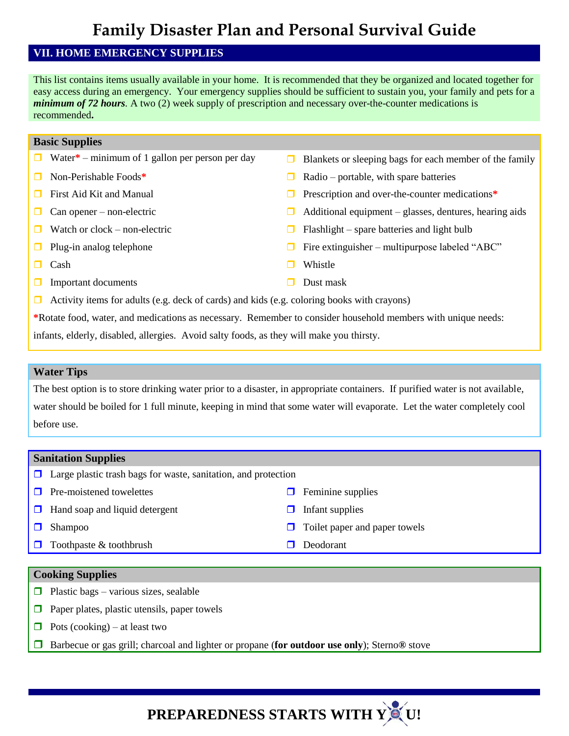# Family Disaster Plan and Personal Survival Guide

## VII. HOME EMERGENCY SUPPLIES

This list contains items usually available in your home. It is recommended that they be organized and located together for easy access during an emergency. Your emergency supplies should be sufficient to sustain you, your family and pets for a ***minimum of 72 hours***. A two (2) week supply of prescription and necessary over-the-counter medications is recommended**.**

### Basic Supplies

- ❐ Water* – minimum of 1 gallon per person per day
- ❐ Non-Perishable Foods*
- ❐ First Aid Kit and Manual
- ❐ Can opener – non-electric
- ❐ Watch or clock – non-electric
- ❐ Plug-in analog telephone
- ❐ Cash
- ❐ Important documents
- ❐ Blankets or sleeping bags for each member of the family
- ❐ Radio – portable, with spare batteries
- ❐ Prescription and over-the-counter medications*
- ❐ Additional equipment – glasses, dentures, hearing aids
- ❐ Flashlight – spare batteries and light bulb
- ❐ Fire extinguisher – multipurpose labeled "ABC"
- ❐ Whistle
- ❐ Dust mask
- ❐ Activity items for adults (e.g. deck of cards) and kids (e.g. coloring books with crayons)

*Rotate food, water, and medications as necessary. Remember to consider household members with unique needs: infants, elderly, disabled, allergies. Avoid salty foods, as they will make you thirsty.

### Water Tips

The best option is to store drinking water prior to a disaster, in appropriate containers. If purified water is not available, water should be boiled for 1 full minute, keeping in mind that some water will evaporate. Let the water completely cool before use.

### Sanitation Supplies

- ❐ Large plastic trash bags for waste, sanitation, and protection
- ❐ Pre-moistened towelettes
- ❐ Hand soap and liquid detergent
- ❐ Shampoo
- ❐ Toothpaste & toothbrush
- ❐ Feminine supplies
- ❐ Infant supplies
- ❐ Toilet paper and paper towels
- ❐ Deodorant

### Cooking Supplies

- ❐ Plastic bags – various sizes, sealable
- ❐ Paper plates, plastic utensils, paper towels
- ❐ Pots (cooking) – at least two
- ❐ Barbecue or gas grill; charcoal and lighter or propane (**for outdoor use only**); Sterno® stove

**PREPAREDNESS STARTS WITH YOU!**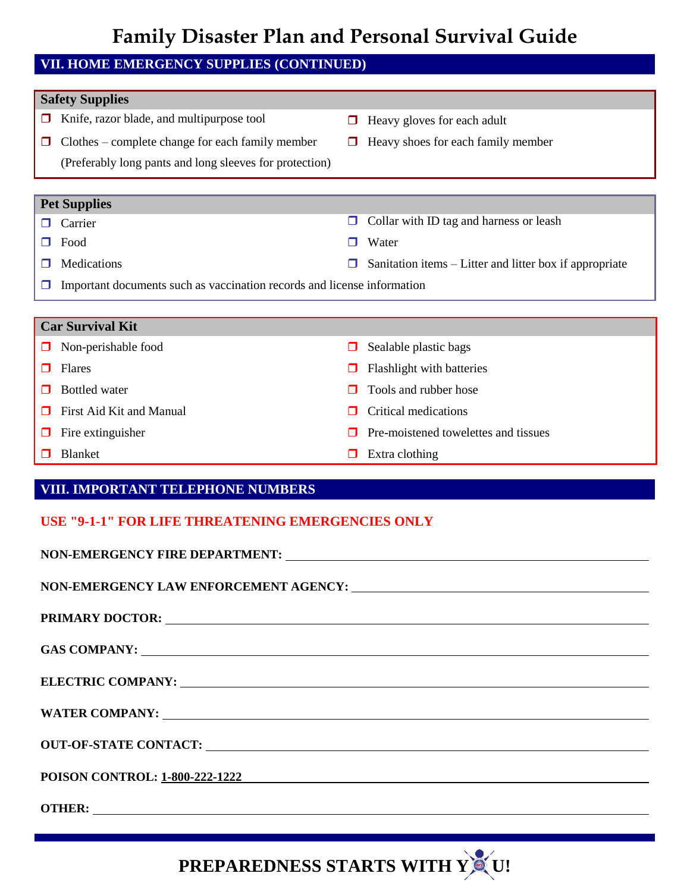# Family Disaster Plan and Personal Survival Guide

## VII. HOME EMERGENCY SUPPLIES (CONTINUED)

### Safety Supplies

- ❐ Knife, razor blade, and multipurpose tool
- ❐ Clothes – complete change for each family member (Preferably long pants and long sleeves for protection)
- ❐ Heavy gloves for each adult
- ❐ Heavy shoes for each family member

### Pet Supplies

- ❐ Carrier
- ❐ Food
- ❐ Medications
- ❐ Collar with ID tag and harness or leash
- ❐ Water
- ❐ Sanitation items – Litter and litter box if appropriate
- ❐ Important documents such as vaccination records and license information

### Car Survival Kit

- ❐ Non-perishable food
- ❐ Flares
- ❐ Bottled water
- ❐ First Aid Kit and Manual
- ❐ Fire extinguisher
- ❐ Blanket
- ❐ Sealable plastic bags
- ❐ Flashlight with batteries
- ❐ Tools and rubber hose
- ❐ Critical medications
- ❐ Pre-moistened towelettes and tissues
- ❐ Extra clothing

## VIII. IMPORTANT TELEPHONE NUMBERS

**USE "9-1-1" FOR LIFE THREATENING EMERGENCIES ONLY**

**NON-EMERGENCY FIRE DEPARTMENT:** ______________________________

**NON-EMERGENCY LAW ENFORCEMENT AGENCY:** ______________________________

**PRIMARY DOCTOR:** ______________________________

**GAS COMPANY:** ______________________________

**ELECTRIC COMPANY:** ______________________________

**WATER COMPANY:** ______________________________

**OUT-OF-STATE CONTACT:** ______________________________

**POISON CONTROL:** 1-800-222-1222

**OTHER:** ______________________________

**PREPAREDNESS STARTS WITH YOU!**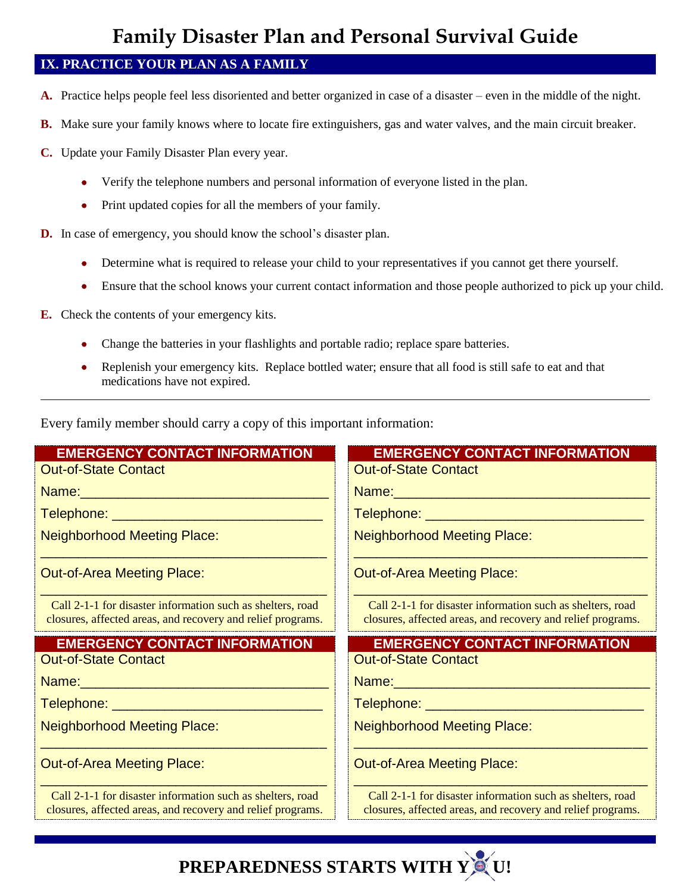# Family Disaster Plan and Personal Survival Guide

## IX. PRACTICE YOUR PLAN AS A FAMILY

**A.** Practice helps people feel less disoriented and better organized in case of a disaster – even in the middle of the night.

**B.** Make sure your family knows where to locate fire extinguishers, gas and water valves, and the main circuit breaker.

**C.** Update your Family Disaster Plan every year.

- Verify the telephone numbers and personal information of everyone listed in the plan.
- Print updated copies for all the members of your family.

**D.** In case of emergency, you should know the school's disaster plan.

- Determine what is required to release your child to your representatives if you cannot get there yourself.
- Ensure that the school knows your current contact information and those people authorized to pick up your child.

**E.** Check the contents of your emergency kits.

- Change the batteries in your flashlights and portable radio; replace spare batteries.
- Replenish your emergency kits. Replace bottled water; ensure that all food is still safe to eat and that medications have not expired.

---

Every family member should carry a copy of this important information:

**EMERGENCY CONTACT INFORMATION**

Out-of-State Contact

Name:_______________________________

Telephone: ___________________________

Neighborhood Meeting Place:

____________________________________

Out-of-Area Meeting Place:

____________________________________

Call 2-1-1 for disaster information such as shelters, road closures, affected areas, and recovery and relief programs.

**EMERGENCY CONTACT INFORMATION**

Out-of-State Contact

Name:_______________________________

Telephone: ___________________________

Neighborhood Meeting Place:

____________________________________

Out-of-Area Meeting Place:

____________________________________

Call 2-1-1 for disaster information such as shelters, road closures, affected areas, and recovery and relief programs.

**EMERGENCY CONTACT INFORMATION**

Out-of-State Contact

Name:_______________________________

Telephone: ___________________________

Neighborhood Meeting Place:

____________________________________

Out-of-Area Meeting Place:

____________________________________

Call 2-1-1 for disaster information such as shelters, road closures, affected areas, and recovery and relief programs.

**EMERGENCY CONTACT INFORMATION**

Out-of-State Contact

Name:_______________________________

Telephone: ___________________________

Neighborhood Meeting Place:

____________________________________

Out-of-Area Meeting Place:

____________________________________

Call 2-1-1 for disaster information such as shelters, road closures, affected areas, and recovery and relief programs.

**PREPAREDNESS STARTS WITH YOU!**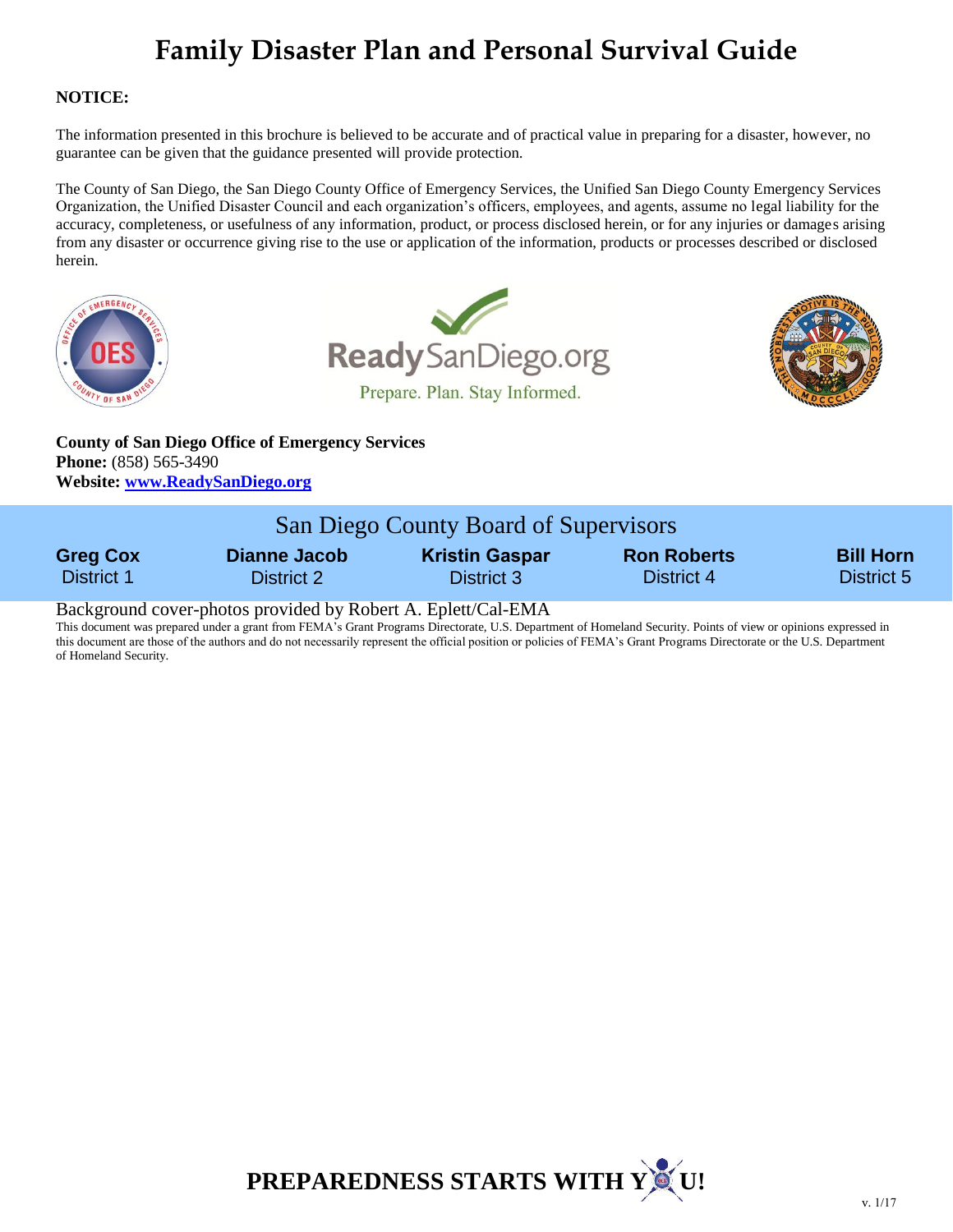# Family Disaster Plan and Personal Survival Guide

**NOTICE:**

The information presented in this brochure is believed to be accurate and of practical value in preparing for a disaster, however, no guarantee can be given that the guidance presented will provide protection.

The County of San Diego, the San Diego County Office of Emergency Services, the Unified San Diego County Emergency Services Organization, the Unified Disaster Council and each organization's officers, employees, and agents, assume no legal liability for the accuracy, completeness, or usefulness of any information, product, or process disclosed herein, or for any injuries or damages arising from any disaster or occurrence giving rise to the use or application of the information, products or processes described or disclosed herein.

**County of San Diego Office of Emergency Services**
**Phone:** (858) 565-3490
**Website:** **www.ReadySanDiego.org**

## San Diego County Board of Supervisors

| **Greg Cox** | **Dianne Jacob** | **Kristin Gaspar** | **Ron Roberts** | **Bill Horn** |
|---|---|---|---|---|
| District 1 | District 2 | District 3 | District 4 | District 5 |

Background cover-photos provided by Robert A. Eplett/Cal-EMA

This document was prepared under a grant from FEMA's Grant Programs Directorate, U.S. Department of Homeland Security. Points of view or opinions expressed in this document are those of the authors and do not necessarily represent the official position or policies of FEMA's Grant Programs Directorate or the U.S. Department of Homeland Security.

**PREPAREDNESS STARTS WITH YOU!**

v. 1/17